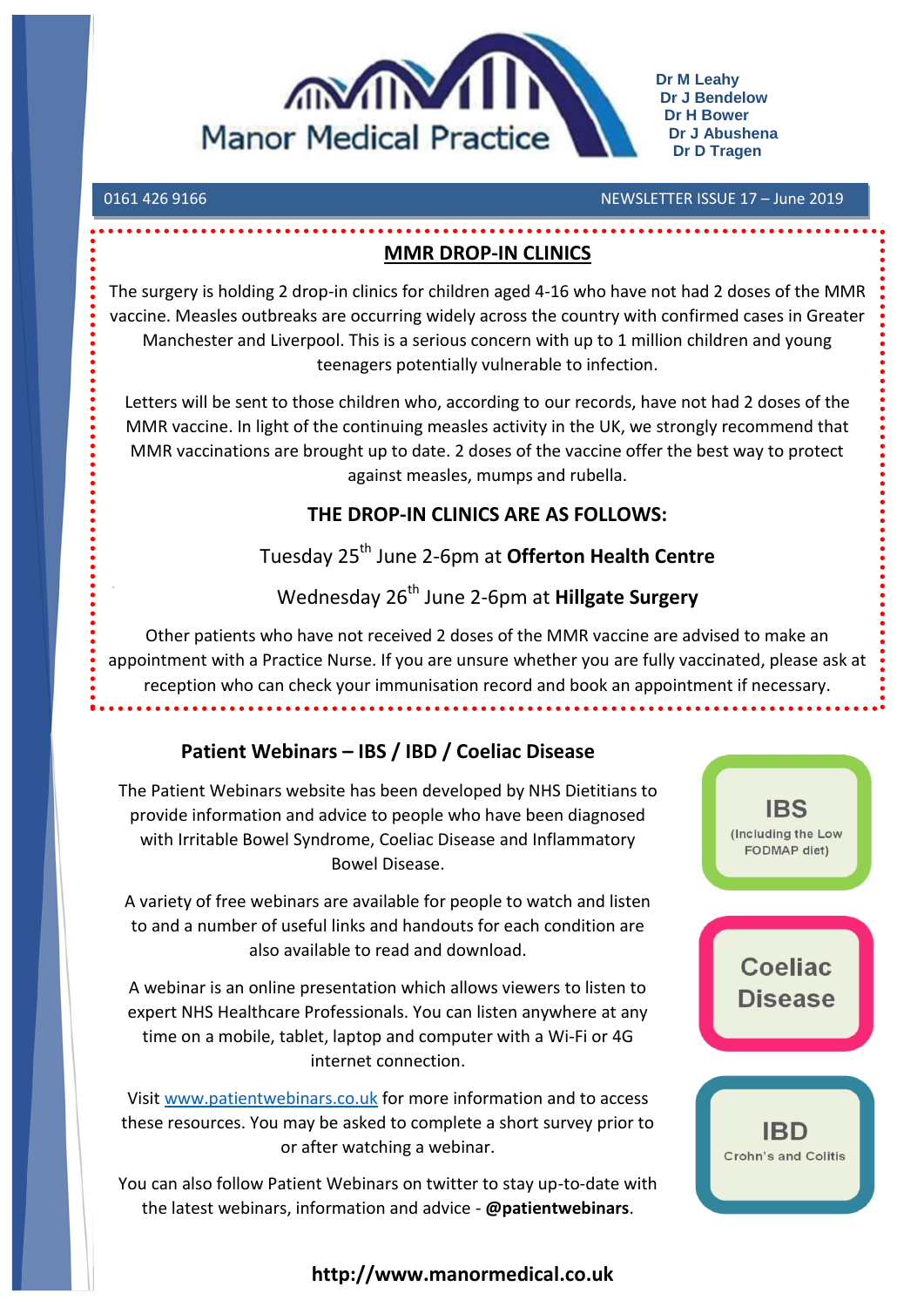# Manor Medical Practice

**Dr M Leahy**
**Dr J Bendelow**
**Dr H Bower**
**Dr J Abushena**
**Dr D Tragen**

0161 426 9166 — NEWSLETTER ISSUE 17 – June 2019

## MMR DROP-IN CLINICS

The surgery is holding 2 drop-in clinics for children aged 4-16 who have not had 2 doses of the MMR vaccine. Measles outbreaks are occurring widely across the country with confirmed cases in Greater Manchester and Liverpool. This is a serious concern with up to 1 million children and young teenagers potentially vulnerable to infection.

Letters will be sent to those children who, according to our records, have not had 2 doses of the MMR vaccine. In light of the continuing measles activity in the UK, we strongly recommend that MMR vaccinations are brought up to date. 2 doses of the vaccine offer the best way to protect against measles, mumps and rubella.

### THE DROP-IN CLINICS ARE AS FOLLOWS:

Tuesday 25th June 2-6pm at **Offerton Health Centre**

Wednesday 26th June 2-6pm at **Hillgate Surgery**

Other patients who have not received 2 doses of the MMR vaccine are advised to make an appointment with a Practice Nurse. If you are unsure whether you are fully vaccinated, please ask at reception who can check your immunisation record and book an appointment if necessary.

## Patient Webinars – IBS / IBD / Coeliac Disease

The Patient Webinars website has been developed by NHS Dietitians to provide information and advice to people who have been diagnosed with Irritable Bowel Syndrome, Coeliac Disease and Inflammatory Bowel Disease.

A variety of free webinars are available for people to watch and listen to and a number of useful links and handouts for each condition are also available to read and download.

A webinar is an online presentation which allows viewers to listen to expert NHS Healthcare Professionals. You can listen anywhere at any time on a mobile, tablet, laptop and computer with a Wi-Fi or 4G internet connection.

Visit www.patientwebinars.co.uk for more information and to access these resources. You may be asked to complete a short survey prior to or after watching a webinar.

You can also follow Patient Webinars on twitter to stay up-to-date with the latest webinars, information and advice - **@patientwebinars**.

**IBS**
(Including the Low FODMAP diet)

**Coeliac Disease**

**IBD**
Crohn's and Colitis

**http://www.manormedical.co.uk**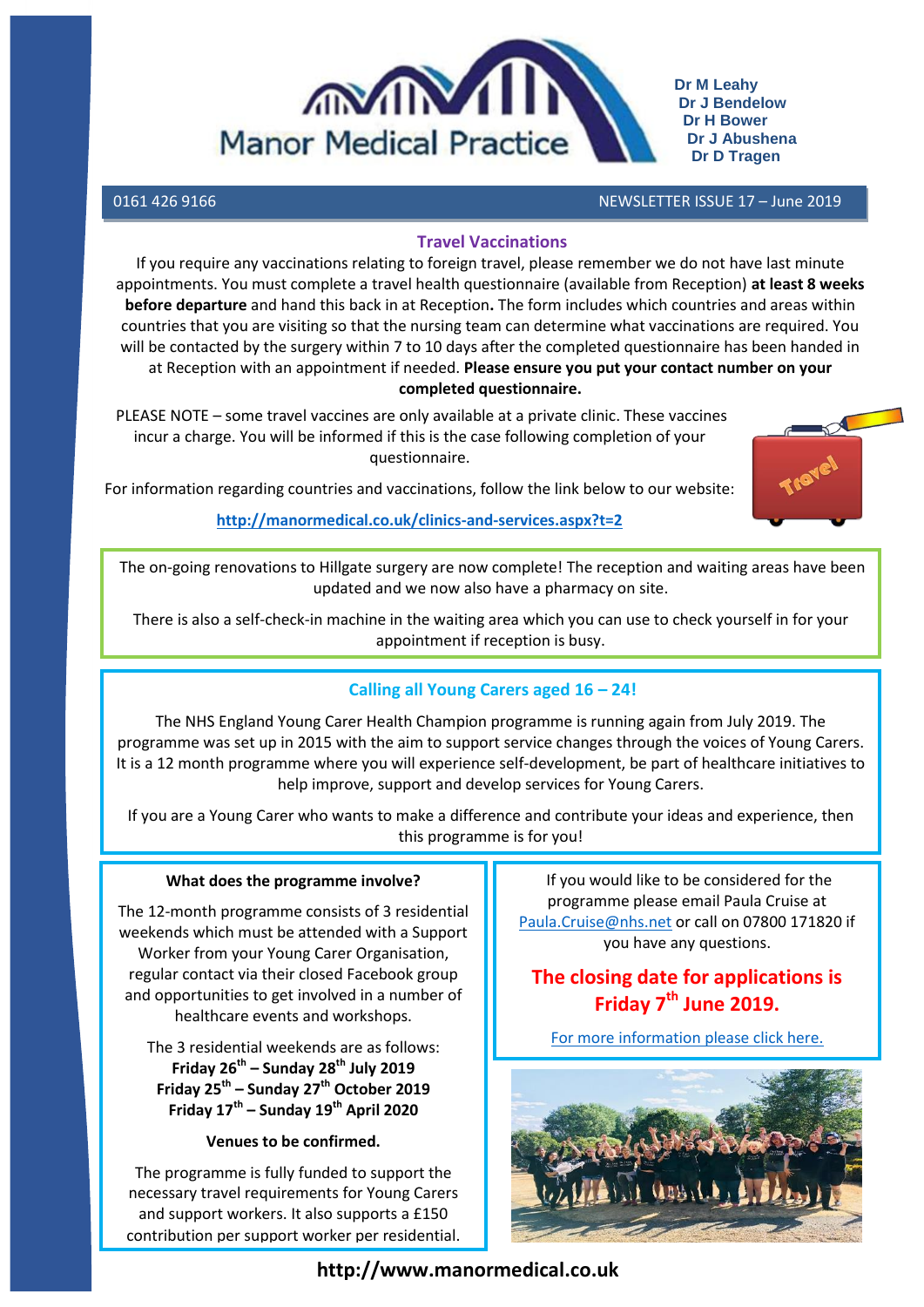# Manor Medical Practice

**Dr M Leahy**
**Dr J Bendelow**
**Dr H Bower**
**Dr J Abushena**
**Dr D Tragen**

0161 426 9166 NEWSLETTER ISSUE 17 – June 2019

## Travel Vaccinations

If you require any vaccinations relating to foreign travel, please remember we do not have last minute appointments. You must complete a travel health questionnaire (available from Reception) **at least 8 weeks before departure** and hand this back in at Reception**.** The form includes which countries and areas within countries that you are visiting so that the nursing team can determine what vaccinations are required. You will be contacted by the surgery within 7 to 10 days after the completed questionnaire has been handed in at Reception with an appointment if needed. **Please ensure you put your contact number on your completed questionnaire.**

PLEASE NOTE – some travel vaccines are only available at a private clinic. These vaccines incur a charge. You will be informed if this is the case following completion of your questionnaire.

For information regarding countries and vaccinations, follow the link below to our website:

**http://manormedical.co.uk/clinics-and-services.aspx?t=2**

The on-going renovations to Hillgate surgery are now complete! The reception and waiting areas have been updated and we now also have a pharmacy on site.

There is also a self-check-in machine in the waiting area which you can use to check yourself in for your appointment if reception is busy.

## Calling all Young Carers aged 16 – 24!

The NHS England Young Carer Health Champion programme is running again from July 2019. The programme was set up in 2015 with the aim to support service changes through the voices of Young Carers. It is a 12 month programme where you will experience self-development, be part of healthcare initiatives to help improve, support and develop services for Young Carers.

If you are a Young Carer who wants to make a difference and contribute your ideas and experience, then this programme is for you!

### What does the programme involve?

The 12-month programme consists of 3 residential weekends which must be attended with a Support Worker from your Young Carer Organisation, regular contact via their closed Facebook group and opportunities to get involved in a number of healthcare events and workshops.

The 3 residential weekends are as follows:
**Friday 26th – Sunday 28th July 2019**
**Friday 25th – Sunday 27th October 2019**
**Friday 17th – Sunday 19th April 2020**

**Venues to be confirmed.**

The programme is fully funded to support the necessary travel requirements for Young Carers and support workers. It also supports a £150 contribution per support worker per residential.

If you would like to be considered for the programme please email Paula Cruise at Paula.Cruise@nhs.net or call on 07800 171820 if you have any questions.

**The closing date for applications is Friday 7th June 2019.**

For more information please click here.

**http://www.manormedical.co.uk**